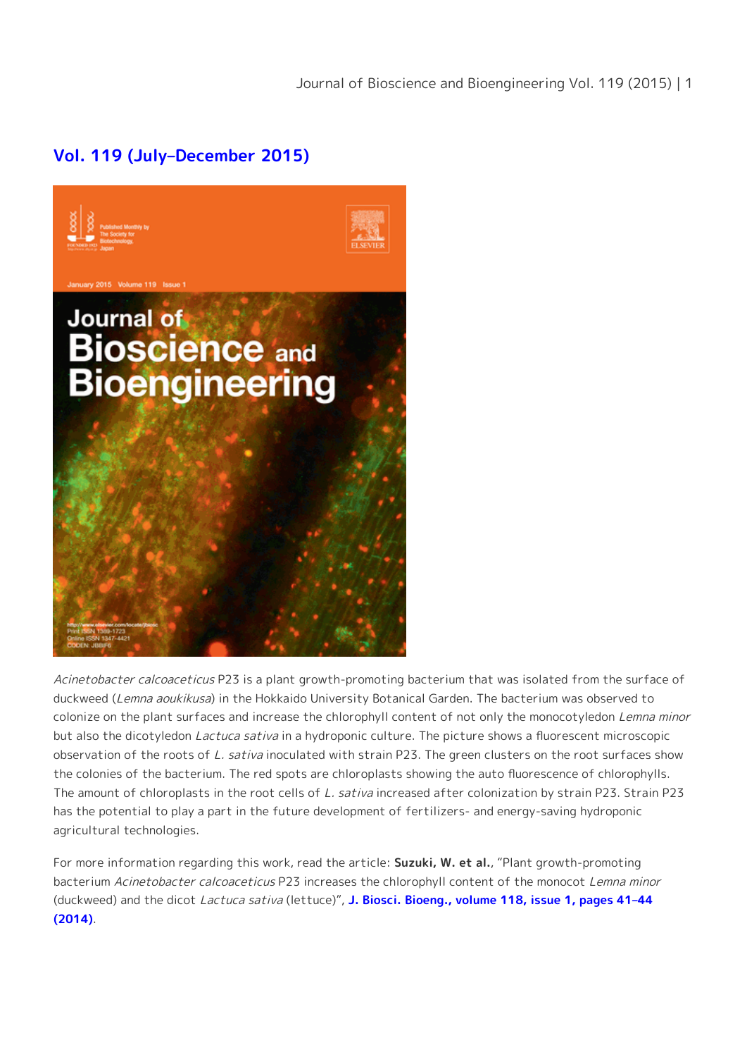## Vol. 119 (July–December 2015)

*Acinetobacter calcoaceticus* P23 is a plant growth-promoting bacterium that was isolated from the surface of duckweed (*Lemna aoukikusa*) in the Hokkaido University Botanical Garden. The bacterium was observed to colonize on the plant surfaces and increase the chlorophyll content of not only the monocotyledon *Lemna minor* but also the dicotyledon *Lactuca sativa* in a hydroponic culture. The picture shows a fluorescent microscopic observation of the roots of *L. sativa* inoculated with strain P23. The green clusters on the root surfaces show the colonies of the bacterium. The red spots are chloroplasts showing the auto fluorescence of chlorophylls. The amount of chloroplasts in the root cells of *L. sativa* increased after colonization by strain P23. Strain P23 has the potential to play a part in the future development of fertilizers- and energy-saving hydroponic agricultural technologies.

For more information regarding this work, read the article: **Suzuki, W. et al.**, "Plant growth-promoting bacterium *Acinetobacter calcoaceticus* P23 increases the chlorophyll content of the monocot *Lemna minor* (duckweed) and the dicot *Lactuca sativa* (lettuce)", **J. Biosci. Bioeng., volume 118, issue 1, pages 41–44 (2014)**.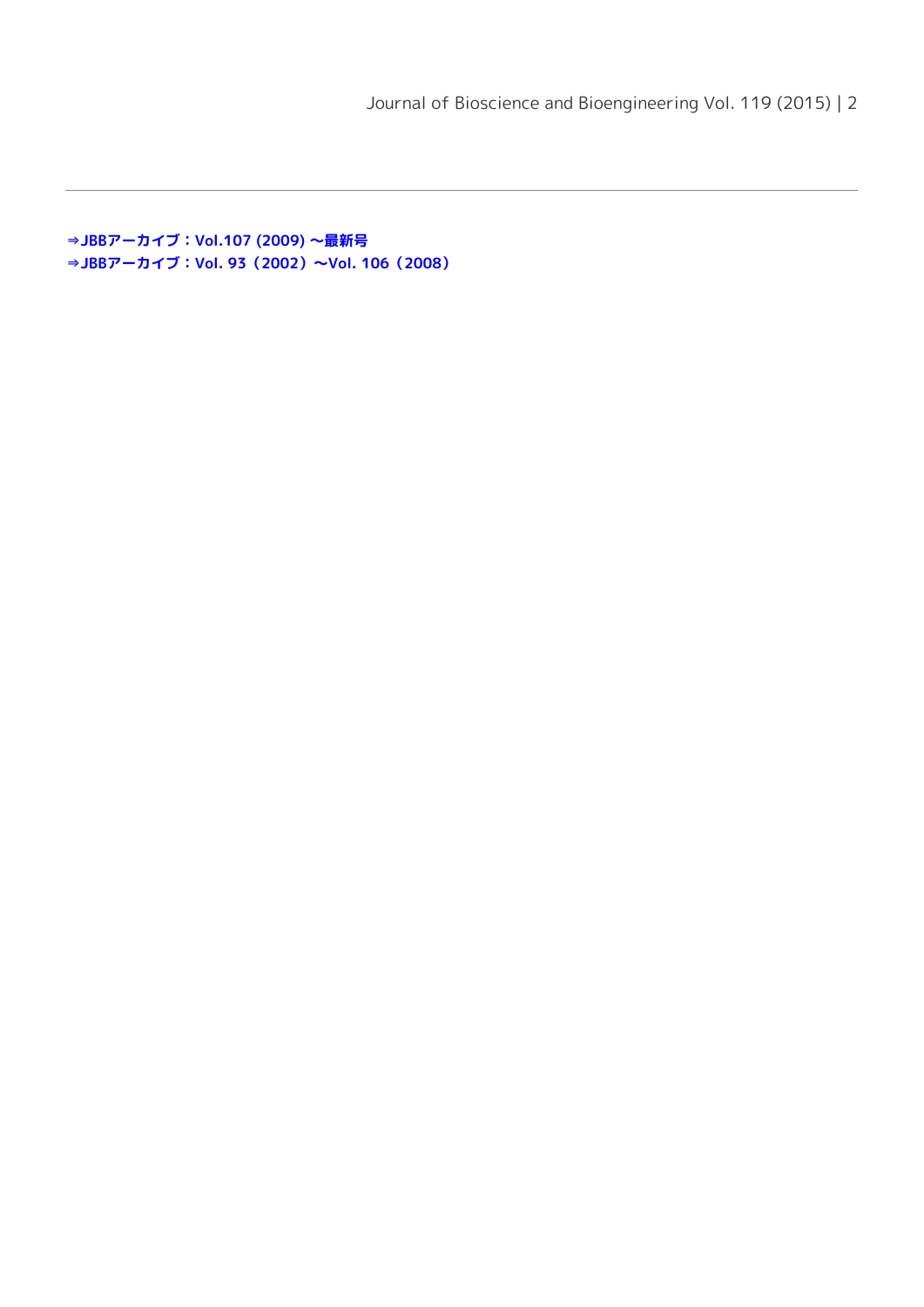⇒JBBアーカイブ：Vol.107 (2009) 〜最新号
⇒JBBアーカイブ：Vol. 93（2002）〜Vol. 106（2008）